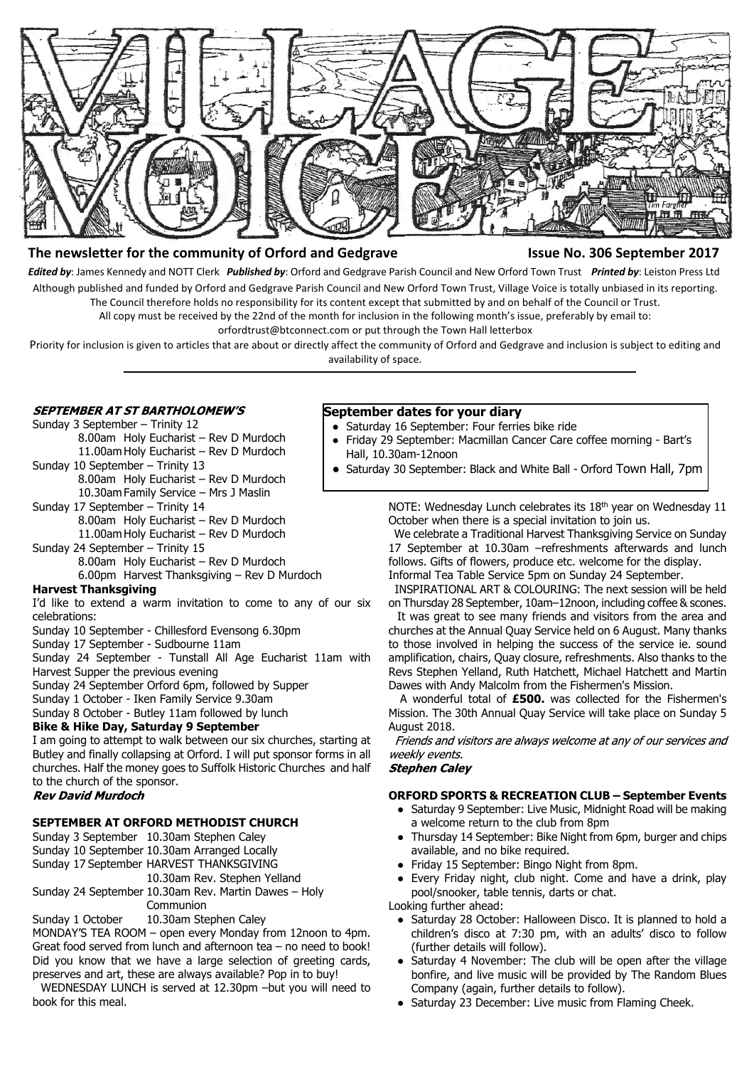# VILLAGE VOICE

**The newsletter for the community of Orford and Gedgrave** **Issue No. 306 September 2017**

***Edited by***: James Kennedy and NOTT Clerk ***Published by***: Orford and Gedgrave Parish Council and New Orford Town Trust ***Printed by***: Leiston Press Ltd

Although published and funded by Orford and Gedgrave Parish Council and New Orford Town Trust, Village Voice is totally unbiased in its reporting. The Council therefore holds no responsibility for its content except that submitted by and on behalf of the Council or Trust.

All copy must be received by the 22nd of the month for inclusion in the following month's issue, preferably by email to: orfordtrust@btconnect.com or put through the Town Hall letterbox

Priority for inclusion is given to articles that are about or directly affect the community of Orford and Gedgrave and inclusion is subject to editing and availability of space.

---

### *SEPTEMBER AT ST BARTHOLOMEW'S*

Sunday 3 September – Trinity 12
- 8.00am Holy Eucharist – Rev D Murdoch
- 11.00am Holy Eucharist – Rev D Murdoch

Sunday 10 September – Trinity 13
- 8.00am Holy Eucharist – Rev D Murdoch
- 10.30am Family Service – Mrs J Maslin

Sunday 17 September – Trinity 14
- 8.00am Holy Eucharist – Rev D Murdoch
- 11.00am Holy Eucharist – Rev D Murdoch

Sunday 24 September – Trinity 15
- 8.00am Holy Eucharist – Rev D Murdoch
- 6.00pm Harvest Thanksgiving – Rev D Murdoch

**Harvest Thanksgiving**

I'd like to extend a warm invitation to come to any of our six celebrations:

Sunday 10 September - Chillesford Evensong 6.30pm
Sunday 17 September - Sudbourne 11am
Sunday 24 September - Tunstall All Age Eucharist 11am with Harvest Supper the previous evening
Sunday 24 September Orford 6pm, followed by Supper
Sunday 1 October - Iken Family Service 9.30am
Sunday 8 October - Butley 11am followed by lunch

**Bike & Hike Day, Saturday 9 September**

I am going to attempt to walk between our six churches, starting at Butley and finally collapsing at Orford. I will put sponsor forms in all churches. Half the money goes to Suffolk Historic Churches and half to the church of the sponsor.

***Rev David Murdoch***

### SEPTEMBER AT ORFORD METHODIST CHURCH

Sunday 3 September 10.30am Stephen Caley
Sunday 10 September 10.30am Arranged Locally
Sunday 17 September HARVEST THANKSGIVING
10.30am Rev. Stephen Yelland
Sunday 24 September 10.30am Rev. Martin Dawes – Holy Communion
Sunday 1 October 10.30am Stephen Caley

MONDAY'S TEA ROOM – open every Monday from 12noon to 4pm. Great food served from lunch and afternoon tea – no need to book! Did you know that we have a large selection of greeting cards, preserves and art, these are always available? Pop in to buy!

WEDNESDAY LUNCH is served at 12.30pm –but you will need to book for this meal.

NOTE: Wednesday Lunch celebrates its 18th year on Wednesday 11 October when there is a special invitation to join us.

We celebrate a Traditional Harvest Thanksgiving Service on Sunday 17 September at 10.30am –refreshments afterwards and lunch follows. Gifts of flowers, produce etc. welcome for the display. Informal Tea Table Service 5pm on Sunday 24 September.

INSPIRATIONAL ART & COLOURING: The next session will be held on Thursday 28 September, 10am–12noon, including coffee & scones.

It was great to see many friends and visitors from the area and churches at the Annual Quay Service held on 6 August. Many thanks to those involved in helping the success of the service ie. sound amplification, chairs, Quay closure, refreshments. Also thanks to the Revs Stephen Yelland, Ruth Hatchett, Michael Hatchett and Martin Dawes with Andy Malcolm from the Fishermen's Mission.

A wonderful total of **£500.** was collected for the Fishermen's Mission. The 30th Annual Quay Service will take place on Sunday 5 August 2018.

*Friends and visitors are always welcome at any of our services and weekly events.*

***Stephen Caley***

### September dates for your diary

- Saturday 16 September: Four ferries bike ride
- Friday 29 September: Macmillan Cancer Care coffee morning - Bart's Hall, 10.30am-12noon
- Saturday 30 September: Black and White Ball - Orford Town Hall, 7pm

### ORFORD SPORTS & RECREATION CLUB – September Events

- Saturday 9 September: Live Music, Midnight Road will be making a welcome return to the club from 8pm
- Thursday 14 September: Bike Night from 6pm, burger and chips available, and no bike required.
- Friday 15 September: Bingo Night from 8pm.
- Every Friday night, club night. Come and have a drink, play pool/snooker, table tennis, darts or chat.

Looking further ahead:

- Saturday 28 October: Halloween Disco. It is planned to hold a children's disco at 7:30 pm, with an adults' disco to follow (further details will follow).
- Saturday 4 November: The club will be open after the village bonfire, and live music will be provided by The Random Blues Company (again, further details to follow).
- Saturday 23 December: Live music from Flaming Cheek.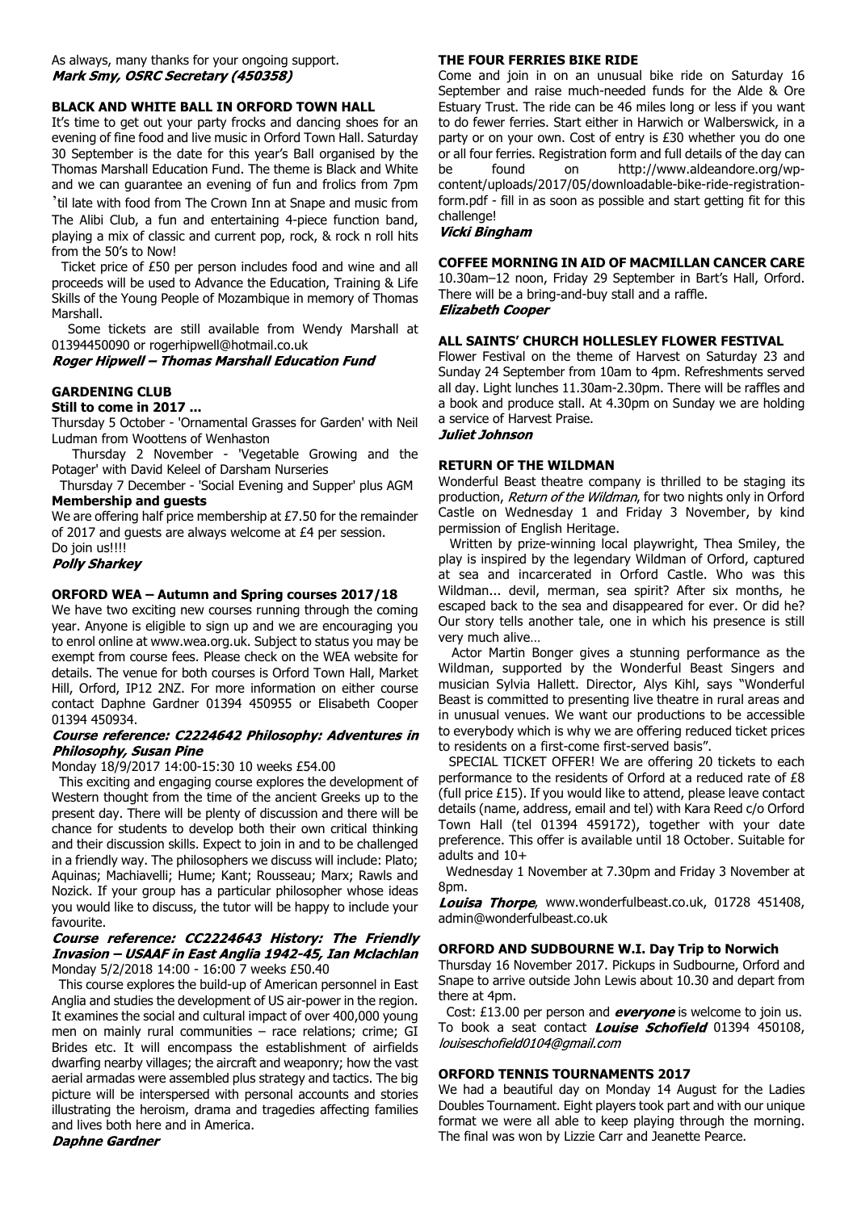As always, many thanks for your ongoing support.
***Mark Smy, OSRC Secretary (450358)***

**BLACK AND WHITE BALL IN ORFORD TOWN HALL**

It's time to get out your party frocks and dancing shoes for an evening of fine food and live music in Orford Town Hall. Saturday 30 September is the date for this year's Ball organised by the Thomas Marshall Education Fund. The theme is Black and White and we can guarantee an evening of fun and frolics from 7pm 'til late with food from The Crown Inn at Snape and music from The Alibi Club, a fun and entertaining 4-piece function band, playing a mix of classic and current pop, rock, & rock n roll hits from the 50's to Now!

Ticket price of £50 per person includes food and wine and all proceeds will be used to Advance the Education, Training & Life Skills of the Young People of Mozambique in memory of Thomas Marshall.

Some tickets are still available from Wendy Marshall at 01394450090 or rogerhipwell@hotmail.co.uk

***Roger Hipwell – Thomas Marshall Education Fund***

**GARDENING CLUB**

**Still to come in 2017 ...**

Thursday 5 October - 'Ornamental Grasses for Garden' with Neil Ludman from Woottens of Wenhaston

Thursday 2 November - 'Vegetable Growing and the Potager' with David Keleel of Darsham Nurseries

Thursday 7 December - 'Social Evening and Supper' plus AGM

**Membership and guests**

We are offering half price membership at £7.50 for the remainder of 2017 and guests are always welcome at £4 per session.
Do join us!!!!

***Polly Sharkey***

**ORFORD WEA – Autumn and Spring courses 2017/18**

We have two exciting new courses running through the coming year. Anyone is eligible to sign up and we are encouraging you to enrol online at www.wea.org.uk. Subject to status you may be exempt from course fees. Please check on the WEA website for details. The venue for both courses is Orford Town Hall, Market Hill, Orford, IP12 2NZ. For more information on either course contact Daphne Gardner 01394 450955 or Elisabeth Cooper 01394 450934.

***Course reference: C2224642 Philosophy: Adventures in Philosophy, Susan Pine***

Monday 18/9/2017 14:00-15:30 10 weeks £54.00

This exciting and engaging course explores the development of Western thought from the time of the ancient Greeks up to the present day. There will be plenty of discussion and there will be chance for students to develop both their own critical thinking and their discussion skills. Expect to join in and to be challenged in a friendly way. The philosophers we discuss will include: Plato; Aquinas; Machiavelli; Hume; Kant; Rousseau; Marx; Rawls and Nozick. If your group has a particular philosopher whose ideas you would like to discuss, the tutor will be happy to include your favourite.

***Course reference: CC2224643 History: The Friendly Invasion – USAAF in East Anglia 1942-45, Ian Mclachlan***

Monday 5/2/2018 14:00 - 16:00 7 weeks £50.40

This course explores the build-up of American personnel in East Anglia and studies the development of US air-power in the region. It examines the social and cultural impact of over 400,000 young men on mainly rural communities – race relations; crime; GI Brides etc. It will encompass the establishment of airfields dwarfing nearby villages; the aircraft and weaponry; how the vast aerial armadas were assembled plus strategy and tactics. The big picture will be interspersed with personal accounts and stories illustrating the heroism, drama and tragedies affecting families and lives both here and in America.

***Daphne Gardner***

**THE FOUR FERRIES BIKE RIDE**

Come and join in on an unusual bike ride on Saturday 16 September and raise much-needed funds for the Alde & Ore Estuary Trust. The ride can be 46 miles long or less if you want to do fewer ferries. Start either in Harwich or Walberswick, in a party or on your own. Cost of entry is £30 whether you do one or all four ferries. Registration form and full details of the day can be found on http://www.aldeandore.org/wp-content/uploads/2017/05/downloadable-bike-ride-registration-form.pdf - fill in as soon as possible and start getting fit for this challenge!

***Vicki Bingham***

**COFFEE MORNING IN AID OF MACMILLAN CANCER CARE**

10.30am–12 noon, Friday 29 September in Bart's Hall, Orford. There will be a bring-and-buy stall and a raffle.

***Elizabeth Cooper***

**ALL SAINTS' CHURCH HOLLESLEY FLOWER FESTIVAL**

Flower Festival on the theme of Harvest on Saturday 23 and Sunday 24 September from 10am to 4pm. Refreshments served all day. Light lunches 11.30am-2.30pm. There will be raffles and a book and produce stall. At 4.30pm on Sunday we are holding a service of Harvest Praise.

***Juliet Johnson***

**RETURN OF THE WILDMAN**

Wonderful Beast theatre company is thrilled to be staging its production, *Return of the Wildman*, for two nights only in Orford Castle on Wednesday 1 and Friday 3 November, by kind permission of English Heritage.

Written by prize-winning local playwright, Thea Smiley, the play is inspired by the legendary Wildman of Orford, captured at sea and incarcerated in Orford Castle. Who was this Wildman... devil, merman, sea spirit? After six months, he escaped back to the sea and disappeared for ever. Or did he? Our story tells another tale, one in which his presence is still very much alive…

Actor Martin Bonger gives a stunning performance as the Wildman, supported by the Wonderful Beast Singers and musician Sylvia Hallett. Director, Alys Kihl, says "Wonderful Beast is committed to presenting live theatre in rural areas and in unusual venues. We want our productions to be accessible to everybody which is why we are offering reduced ticket prices to residents on a first-come first-served basis".

SPECIAL TICKET OFFER! We are offering 20 tickets to each performance to the residents of Orford at a reduced rate of £8 (full price £15). If you would like to attend, please leave contact details (name, address, email and tel) with Kara Reed c/o Orford Town Hall (tel 01394 459172), together with your date preference. This offer is available until 18 October. Suitable for adults and 10+

Wednesday 1 November at 7.30pm and Friday 3 November at 8pm.

***Louisa Thorpe***, www.wonderfulbeast.co.uk, 01728 451408, admin@wonderfulbeast.co.uk

**ORFORD AND SUDBOURNE W.I. Day Trip to Norwich**

Thursday 16 November 2017. Pickups in Sudbourne, Orford and Snape to arrive outside John Lewis about 10.30 and depart from there at 4pm.

Cost: £13.00 per person and ***everyone*** is welcome to join us. To book a seat contact ***Louise Schofield*** 01394 450108, *louiseschofield0104@gmail.com*

**ORFORD TENNIS TOURNAMENTS 2017**

We had a beautiful day on Monday 14 August for the Ladies Doubles Tournament. Eight players took part and with our unique format we were all able to keep playing through the morning. The final was won by Lizzie Carr and Jeanette Pearce.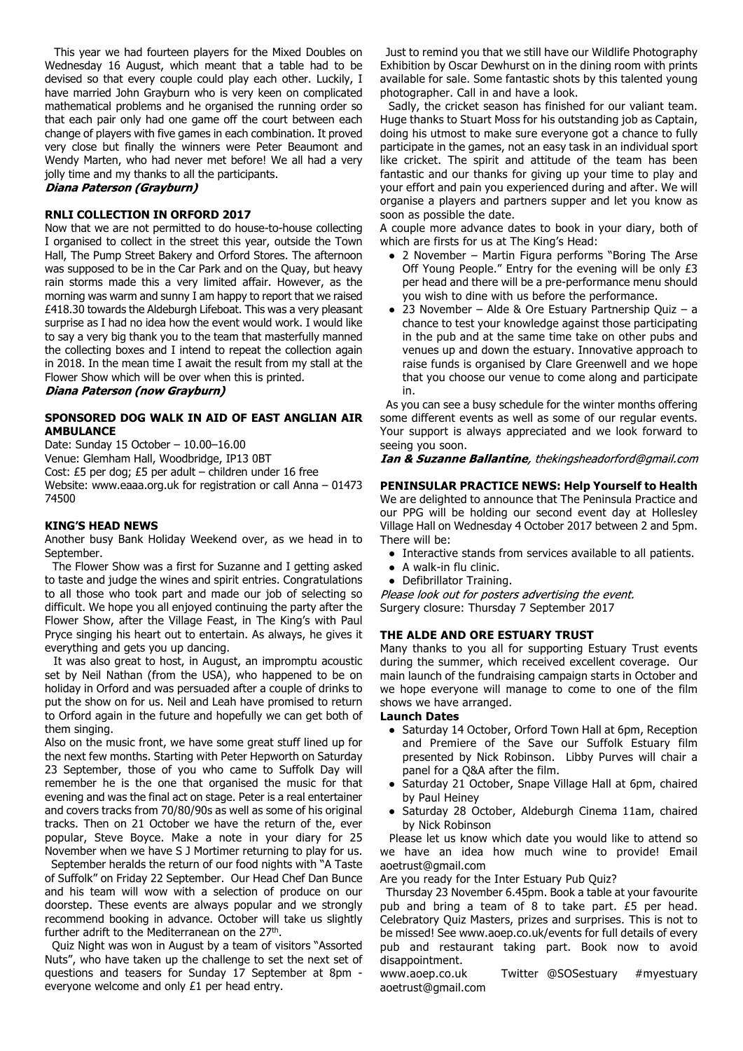This year we had fourteen players for the Mixed Doubles on Wednesday 16 August, which meant that a table had to be devised so that every couple could play each other. Luckily, I have married John Grayburn who is very keen on complicated mathematical problems and he organised the running order so that each pair only had one game off the court between each change of players with five games in each combination. It proved very close but finally the winners were Peter Beaumont and Wendy Marten, who had never met before! We all had a very jolly time and my thanks to all the participants.

***Diana Paterson (Grayburn)***

**RNLI COLLECTION IN ORFORD 2017**

Now that we are not permitted to do house-to-house collecting I organised to collect in the street this year, outside the Town Hall, The Pump Street Bakery and Orford Stores. The afternoon was supposed to be in the Car Park and on the Quay, but heavy rain storms made this a very limited affair. However, as the morning was warm and sunny I am happy to report that we raised £418.30 towards the Aldeburgh Lifeboat. This was a very pleasant surprise as I had no idea how the event would work. I would like to say a very big thank you to the team that masterfully manned the collecting boxes and I intend to repeat the collection again in 2018. In the mean time I await the result from my stall at the Flower Show which will be over when this is printed.

***Diana Paterson (now Grayburn)***

**SPONSORED DOG WALK IN AID OF EAST ANGLIAN AIR AMBULANCE**

Date: Sunday 15 October – 10.00–16.00
Venue: Glemham Hall, Woodbridge, IP13 0BT
Cost: £5 per dog; £5 per adult – children under 16 free
Website: www.eaaa.org.uk for registration or call Anna – 01473 74500

**KING'S HEAD NEWS**

Another busy Bank Holiday Weekend over, as we head in to September.

The Flower Show was a first for Suzanne and I getting asked to taste and judge the wines and spirit entries. Congratulations to all those who took part and made our job of selecting so difficult. We hope you all enjoyed continuing the party after the Flower Show, after the Village Feast, in The King's with Paul Pryce singing his heart out to entertain. As always, he gives it everything and gets you up dancing.

It was also great to host, in August, an impromptu acoustic set by Neil Nathan (from the USA), who happened to be on holiday in Orford and was persuaded after a couple of drinks to put the show on for us. Neil and Leah have promised to return to Orford again in the future and hopefully we can get both of them singing.

Also on the music front, we have some great stuff lined up for the next few months. Starting with Peter Hepworth on Saturday 23 September, those of you who came to Suffolk Day will remember he is the one that organised the music for that evening and was the final act on stage. Peter is a real entertainer and covers tracks from 70/80/90s as well as some of his original tracks. Then on 21 October we have the return of the, ever popular, Steve Boyce. Make a note in your diary for 25 November when we have S J Mortimer returning to play for us.

September heralds the return of our food nights with "A Taste of Suffolk" on Friday 22 September. Our Head Chef Dan Bunce and his team will wow with a selection of produce on our doorstep. These events are always popular and we strongly recommend booking in advance. October will take us slightly further adrift to the Mediterranean on the 27th.

Quiz Night was won in August by a team of visitors "Assorted Nuts", who have taken up the challenge to set the next set of questions and teasers for Sunday 17 September at 8pm - everyone welcome and only £1 per head entry.

Just to remind you that we still have our Wildlife Photography Exhibition by Oscar Dewhurst on in the dining room with prints available for sale. Some fantastic shots by this talented young photographer. Call in and have a look.

Sadly, the cricket season has finished for our valiant team. Huge thanks to Stuart Moss for his outstanding job as Captain, doing his utmost to make sure everyone got a chance to fully participate in the games, not an easy task in an individual sport like cricket. The spirit and attitude of the team has been fantastic and our thanks for giving up your time to play and your effort and pain you experienced during and after. We will organise a players and partners supper and let you know as soon as possible the date.

A couple more advance dates to book in your diary, both of which are firsts for us at The King's Head:

- 2 November – Martin Figura performs "Boring The Arse Off Young People." Entry for the evening will be only £3 per head and there will be a pre-performance menu should you wish to dine with us before the performance.
- 23 November – Alde & Ore Estuary Partnership Quiz – a chance to test your knowledge against those participating in the pub and at the same time take on other pubs and venues up and down the estuary. Innovative approach to raise funds is organised by Clare Greenwell and we hope that you choose our venue to come along and participate in.

As you can see a busy schedule for the winter months offering some different events as well as some of our regular events. Your support is always appreciated and we look forward to seeing you soon.

***Ian & Suzanne Ballantine****, thekingsheadorford@gmail.com*

**PENINSULAR PRACTICE NEWS: Help Yourself to Health**

We are delighted to announce that The Peninsula Practice and our PPG will be holding our second event day at Hollesley Village Hall on Wednesday 4 October 2017 between 2 and 5pm. There will be:

- Interactive stands from services available to all patients.
- A walk-in flu clinic.
- Defibrillator Training.

*Please look out for posters advertising the event.*
Surgery closure: Thursday 7 September 2017

**THE ALDE AND ORE ESTUARY TRUST**

Many thanks to you all for supporting Estuary Trust events during the summer, which received excellent coverage. Our main launch of the fundraising campaign starts in October and we hope everyone will manage to come to one of the film shows we have arranged.

**Launch Dates**

- Saturday 14 October, Orford Town Hall at 6pm, Reception and Premiere of the Save our Suffolk Estuary film presented by Nick Robinson. Libby Purves will chair a panel for a Q&A after the film.
- Saturday 21 October, Snape Village Hall at 6pm, chaired by Paul Heiney
- Saturday 28 October, Aldeburgh Cinema 11am, chaired by Nick Robinson

Please let us know which date you would like to attend so we have an idea how much wine to provide! Email aoetrust@gmail.com

Are you ready for the Inter Estuary Pub Quiz?

Thursday 23 November 6.45pm. Book a table at your favourite pub and bring a team of 8 to take part. £5 per head. Celebratory Quiz Masters, prizes and surprises. This is not to be missed! See www.aoep.co.uk/events for full details of every pub and restaurant taking part. Book now to avoid disappointment.

www.aoep.co.uk Twitter @SOSestuary #myestuary
aoetrust@gmail.com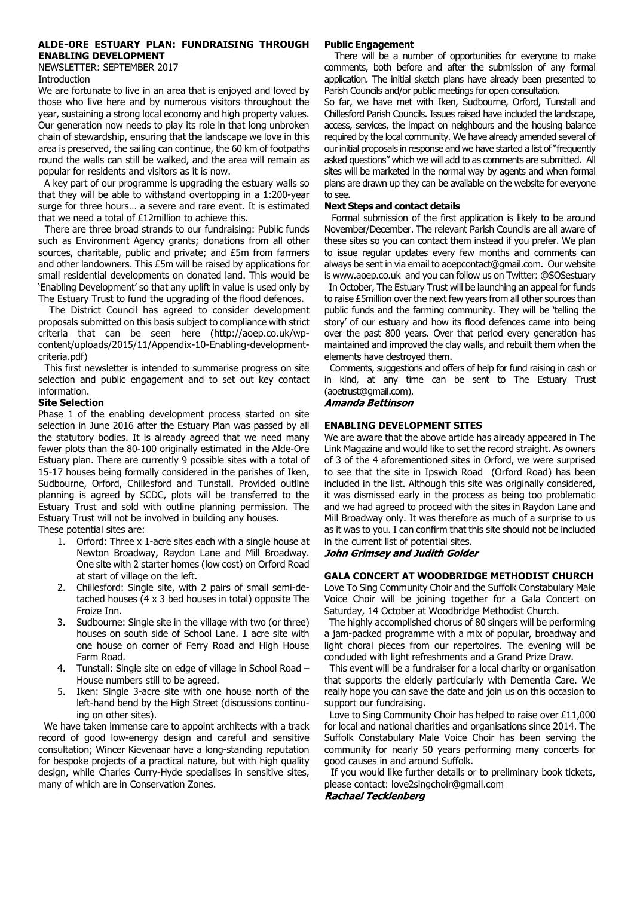## ALDE-ORE ESTUARY PLAN: FUNDRAISING THROUGH ENABLING DEVELOPMENT

NEWSLETTER: SEPTEMBER 2017

Introduction

We are fortunate to live in an area that is enjoyed and loved by those who live here and by numerous visitors throughout the year, sustaining a strong local economy and high property values. Our generation now needs to play its role in that long unbroken chain of stewardship, ensuring that the landscape we love in this area is preserved, the sailing can continue, the 60 km of footpaths round the walls can still be walked, and the area will remain as popular for residents and visitors as it is now.

A key part of our programme is upgrading the estuary walls so that they will be able to withstand overtopping in a 1:200-year surge for three hours… a severe and rare event. It is estimated that we need a total of £12million to achieve this.

There are three broad strands to our fundraising: Public funds such as Environment Agency grants; donations from all other sources, charitable, public and private; and £5m from farmers and other landowners. This £5m will be raised by applications for small residential developments on donated land. This would be 'Enabling Development' so that any uplift in value is used only by The Estuary Trust to fund the upgrading of the flood defences.

The District Council has agreed to consider development proposals submitted on this basis subject to compliance with strict criteria that can be seen here (http://aoep.co.uk/wp-content/uploads/2015/11/Appendix-10-Enabling-development-criteria.pdf)

This first newsletter is intended to summarise progress on site selection and public engagement and to set out key contact information.

### Site Selection

Phase 1 of the enabling development process started on site selection in June 2016 after the Estuary Plan was passed by all the statutory bodies. It is already agreed that we need many fewer plots than the 80-100 originally estimated in the Alde-Ore Estuary plan. There are currently 9 possible sites with a total of 15-17 houses being formally considered in the parishes of Iken, Sudbourne, Orford, Chillesford and Tunstall. Provided outline planning is agreed by SCDC, plots will be transferred to the Estuary Trust and sold with outline planning permission. The Estuary Trust will not be involved in building any houses.

These potential sites are:

1. Orford: Three x 1-acre sites each with a single house at Newton Broadway, Raydon Lane and Mill Broadway. One site with 2 starter homes (low cost) on Orford Road at start of village on the left.
2. Chillesford: Single site, with 2 pairs of small semi-detached houses (4 x 3 bed houses in total) opposite The Froize Inn.
3. Sudbourne: Single site in the village with two (or three) houses on south side of School Lane. 1 acre site with one house on corner of Ferry Road and High House Farm Road.
4. Tunstall: Single site on edge of village in School Road – House numbers still to be agreed.
5. Iken: Single 3-acre site with one house north of the left-hand bend by the High Street (discussions continuing on other sites).

We have taken immense care to appoint architects with a track record of good low-energy design and careful and sensitive consultation; Wincer Kievenaar have a long-standing reputation for bespoke projects of a practical nature, but with high quality design, while Charles Curry-Hyde specialises in sensitive sites, many of which are in Conservation Zones.

### Public Engagement

There will be a number of opportunities for everyone to make comments, both before and after the submission of any formal application. The initial sketch plans have already been presented to Parish Councils and/or public meetings for open consultation.

So far, we have met with Iken, Sudbourne, Orford, Tunstall and Chillesford Parish Councils. Issues raised have included the landscape, access, services, the impact on neighbours and the housing balance required by the local community. We have already amended several of our initial proposals in response and we have started a list of "frequently asked questions" which we will add to as comments are submitted. All sites will be marketed in the normal way by agents and when formal plans are drawn up they can be available on the website for everyone to see.

### Next Steps and contact details

Formal submission of the first application is likely to be around November/December. The relevant Parish Councils are all aware of these sites so you can contact them instead if you prefer. We plan to issue regular updates every few months and comments can always be sent in via email to aoepcontact@gmail.com. Our website is www.aoep.co.uk and you can follow us on Twitter: @SOSestuary

In October, The Estuary Trust will be launching an appeal for funds to raise £5million over the next few years from all other sources than public funds and the farming community. They will be 'telling the story' of our estuary and how its flood defences came into being over the past 800 years. Over that period every generation has maintained and improved the clay walls, and rebuilt them when the elements have destroyed them.

Comments, suggestions and offers of help for fund raising in cash or in kind, at any time can be sent to The Estuary Trust (aoetrust@gmail.com).

***Amanda Bettinson***

## ENABLING DEVELOPMENT SITES

We are aware that the above article has already appeared in The Link Magazine and would like to set the record straight. As owners of 3 of the 4 aforementioned sites in Orford, we were surprised to see that the site in Ipswich Road (Orford Road) has been included in the list. Although this site was originally considered, it was dismissed early in the process as being too problematic and we had agreed to proceed with the sites in Raydon Lane and Mill Broadway only. It was therefore as much of a surprise to us as it was to you. I can confirm that this site should not be included in the current list of potential sites.

***John Grimsey and Judith Golder***

## GALA CONCERT AT WOODBRIDGE METHODIST CHURCH

Love To Sing Community Choir and the Suffolk Constabulary Male Voice Choir will be joining together for a Gala Concert on Saturday, 14 October at Woodbridge Methodist Church.

The highly accomplished chorus of 80 singers will be performing a jam-packed programme with a mix of popular, broadway and light choral pieces from our repertoires. The evening will be concluded with light refreshments and a Grand Prize Draw.

This event will be a fundraiser for a local charity or organisation that supports the elderly particularly with Dementia Care. We really hope you can save the date and join us on this occasion to support our fundraising.

Love to Sing Community Choir has helped to raise over £11,000 for local and national charities and organisations since 2014. The Suffolk Constabulary Male Voice Choir has been serving the community for nearly 50 years performing many concerts for good causes in and around Suffolk.

If you would like further details or to preliminary book tickets, please contact: love2singchoir@gmail.com

***Rachael Tecklenberg***